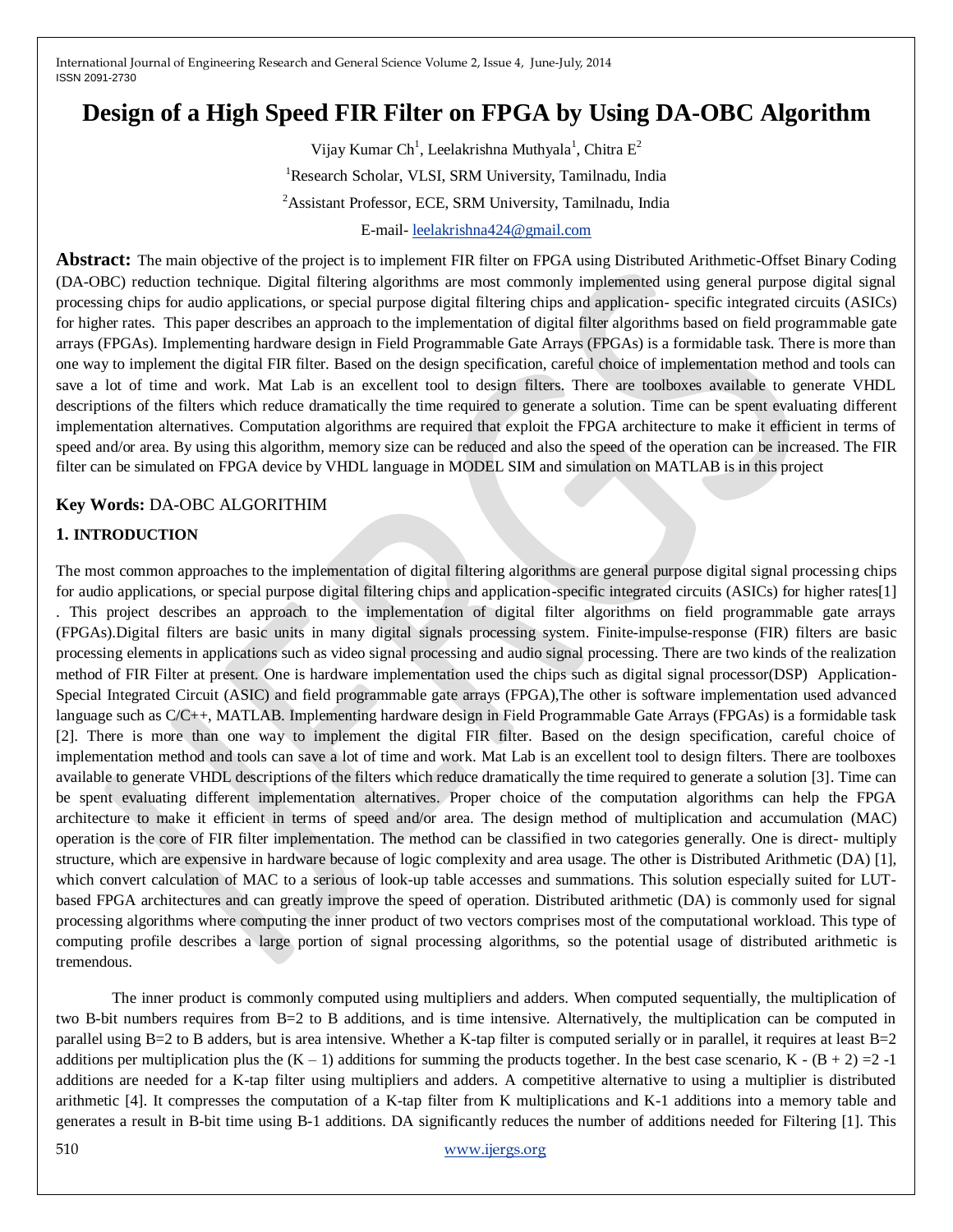# Design of a High Speed FIR Filter on FPGA by Using DA-OBC Algorithm

Vijay Kumar Ch[1], Leelakrishna Muthyala[1], Chitra E[2]

[1]Research Scholar, VLSI, SRM University, Tamilnadu, India

[2]Assistant Professor, ECE, SRM University, Tamilnadu, India

E-mail- leelakrishna424@gmail.com

**Abstract:** The main objective of the project is to implement FIR filter on FPGA using Distributed Arithmetic-Offset Binary Coding (DA-OBC) reduction technique. Digital filtering algorithms are most commonly implemented using general purpose digital signal processing chips for audio applications, or special purpose digital filtering chips and application- specific integrated circuits (ASICs) for higher rates. This paper describes an approach to the implementation of digital filter algorithms based on field programmable gate arrays (FPGAs). Implementing hardware design in Field Programmable Gate Arrays (FPGAs) is a formidable task. There is more than one way to implement the digital FIR filter. Based on the design specification, careful choice of implementation method and tools can save a lot of time and work. Mat Lab is an excellent tool to design filters. There are toolboxes available to generate VHDL descriptions of the filters which reduce dramatically the time required to generate a solution. Time can be spent evaluating different implementation alternatives. Computation algorithms are required that exploit the FPGA architecture to make it efficient in terms of speed and/or area. By using this algorithm, memory size can be reduced and also the speed of the operation can be increased. The FIR filter can be simulated on FPGA device by VHDL language in MODEL SIM and simulation on MATLAB is in this project

**Key Words:** DA-OBC ALGORITHIM

## 1. INTRODUCTION

The most common approaches to the implementation of digital filtering algorithms are general purpose digital signal processing chips for audio applications, or special purpose digital filtering chips and application-specific integrated circuits (ASICs) for higher rates[1] . This project describes an approach to the implementation of digital filter algorithms on field programmable gate arrays (FPGAs).Digital filters are basic units in many digital signals processing system. Finite-impulse-response (FIR) filters are basic processing elements in applications such as video signal processing and audio signal processing. There are two kinds of the realization method of FIR Filter at present. One is hardware implementation used the chips such as digital signal processor(DSP) Application-Special Integrated Circuit (ASIC) and field programmable gate arrays (FPGA),The other is software implementation used advanced language such as C/C++, MATLAB. Implementing hardware design in Field Programmable Gate Arrays (FPGAs) is a formidable task [2]. There is more than one way to implement the digital FIR filter. Based on the design specification, careful choice of implementation method and tools can save a lot of time and work. Mat Lab is an excellent tool to design filters. There are toolboxes available to generate VHDL descriptions of the filters which reduce dramatically the time required to generate a solution [3]. Time can be spent evaluating different implementation alternatives. Proper choice of the computation algorithms can help the FPGA architecture to make it efficient in terms of speed and/or area. The design method of multiplication and accumulation (MAC) operation is the core of FIR filter implementation. The method can be classified in two categories generally. One is direct- multiply structure, which are expensive in hardware because of logic complexity and area usage. The other is Distributed Arithmetic (DA) [1], which convert calculation of MAC to a serious of look-up table accesses and summations. This solution especially suited for LUT-based FPGA architectures and can greatly improve the speed of operation. Distributed arithmetic (DA) is commonly used for signal processing algorithms where computing the inner product of two vectors comprises most of the computational workload. This type of computing profile describes a large portion of signal processing algorithms, so the potential usage of distributed arithmetic is tremendous.

The inner product is commonly computed using multipliers and adders. When computed sequentially, the multiplication of two B-bit numbers requires from B=2 to B additions, and is time intensive. Alternatively, the multiplication can be computed in parallel using B=2 to B adders, but is area intensive. Whether a K-tap filter is computed serially or in parallel, it requires at least B=2 additions per multiplication plus the (K – 1) additions for summing the products together. In the best case scenario, K - (B + 2) =2 -1 additions are needed for a K-tap filter using multipliers and adders. A competitive alternative to using a multiplier is distributed arithmetic [4]. It compresses the computation of a K-tap filter from K multiplications and K-1 additions into a memory table and generates a result in B-bit time using B-1 additions. DA significantly reduces the number of additions needed for Filtering [1]. This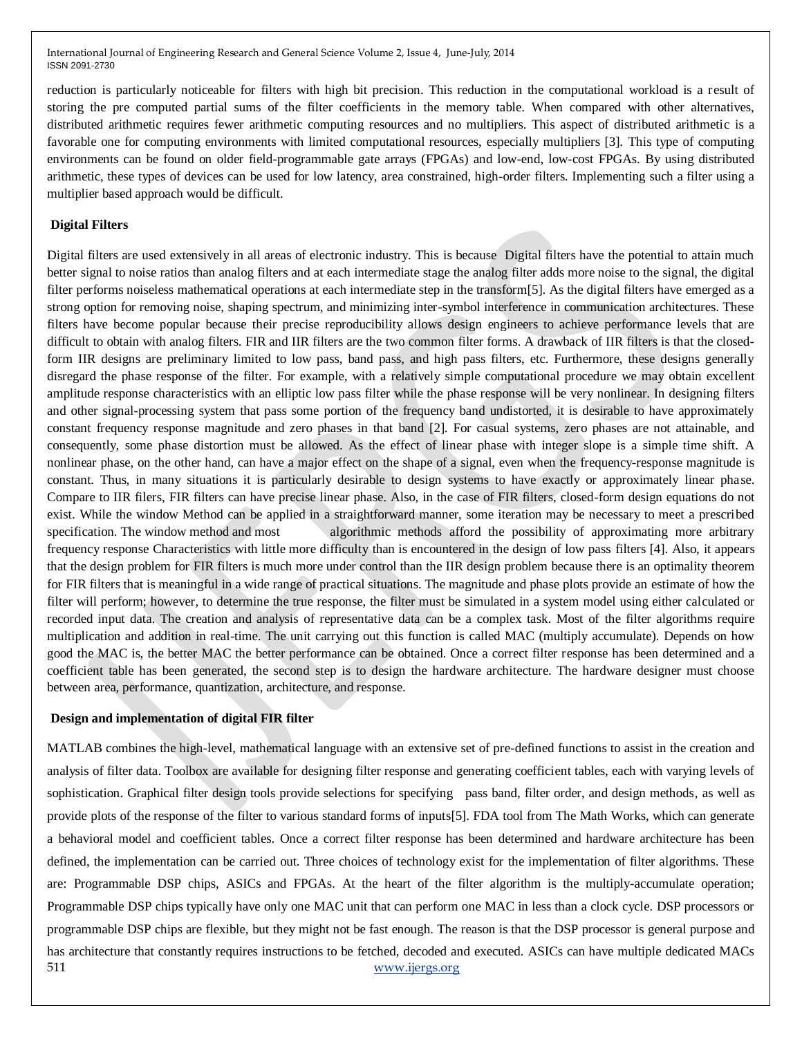reduction is particularly noticeable for filters with high bit precision. This reduction in the computational workload is a result of storing the pre computed partial sums of the filter coefficients in the memory table. When compared with other alternatives, distributed arithmetic requires fewer arithmetic computing resources and no multipliers. This aspect of distributed arithmetic is a favorable one for computing environments with limited computational resources, especially multipliers [3]. This type of computing environments can be found on older field-programmable gate arrays (FPGAs) and low-end, low-cost FPGAs. By using distributed arithmetic, these types of devices can be used for low latency, area constrained, high-order filters. Implementing such a filter using a multiplier based approach would be difficult.

## Digital Filters

Digital filters are used extensively in all areas of electronic industry. This is because Digital filters have the potential to attain much better signal to noise ratios than analog filters and at each intermediate stage the analog filter adds more noise to the signal, the digital filter performs noiseless mathematical operations at each intermediate step in the transform[5]. As the digital filters have emerged as a strong option for removing noise, shaping spectrum, and minimizing inter-symbol interference in communication architectures. These filters have become popular because their precise reproducibility allows design engineers to achieve performance levels that are difficult to obtain with analog filters. FIR and IIR filters are the two common filter forms. A drawback of IIR filters is that the closed-form IIR designs are preliminary limited to low pass, band pass, and high pass filters, etc. Furthermore, these designs generally disregard the phase response of the filter. For example, with a relatively simple computational procedure we may obtain excellent amplitude response characteristics with an elliptic low pass filter while the phase response will be very nonlinear. In designing filters and other signal-processing system that pass some portion of the frequency band undistorted, it is desirable to have approximately constant frequency response magnitude and zero phases in that band [2]. For casual systems, zero phases are not attainable, and consequently, some phase distortion must be allowed. As the effect of linear phase with integer slope is a simple time shift. A nonlinear phase, on the other hand, can have a major effect on the shape of a signal, even when the frequency-response magnitude is constant. Thus, in many situations it is particularly desirable to design systems to have exactly or approximately linear phase. Compare to IIR filers, FIR filters can have precise linear phase. Also, in the case of FIR filters, closed-form design equations do not exist. While the window Method can be applied in a straightforward manner, some iteration may be necessary to meet a prescribed specification. The window method and most algorithmic methods afford the possibility of approximating more arbitrary frequency response Characteristics with little more difficulty than is encountered in the design of low pass filters [4]. Also, it appears that the design problem for FIR filters is much more under control than the IIR design problem because there is an optimality theorem for FIR filters that is meaningful in a wide range of practical situations. The magnitude and phase plots provide an estimate of how the filter will perform; however, to determine the true response, the filter must be simulated in a system model using either calculated or recorded input data. The creation and analysis of representative data can be a complex task. Most of the filter algorithms require multiplication and addition in real-time. The unit carrying out this function is called MAC (multiply accumulate). Depends on how good the MAC is, the better MAC the better performance can be obtained. Once a correct filter response has been determined and a coefficient table has been generated, the second step is to design the hardware architecture. The hardware designer must choose between area, performance, quantization, architecture, and response.

## Design and implementation of digital FIR filter

MATLAB combines the high-level, mathematical language with an extensive set of pre-defined functions to assist in the creation and analysis of filter data. Toolbox are available for designing filter response and generating coefficient tables, each with varying levels of sophistication. Graphical filter design tools provide selections for specifying pass band, filter order, and design methods, as well as provide plots of the response of the filter to various standard forms of inputs[5]. FDA tool from The Math Works, which can generate a behavioral model and coefficient tables. Once a correct filter response has been determined and hardware architecture has been defined, the implementation can be carried out. Three choices of technology exist for the implementation of filter algorithms. These are: Programmable DSP chips, ASICs and FPGAs. At the heart of the filter algorithm is the multiply-accumulate operation; Programmable DSP chips typically have only one MAC unit that can perform one MAC in less than a clock cycle. DSP processors or programmable DSP chips are flexible, but they might not be fast enough. The reason is that the DSP processor is general purpose and has architecture that constantly requires instructions to be fetched, decoded and executed. ASICs can have multiple dedicated MACs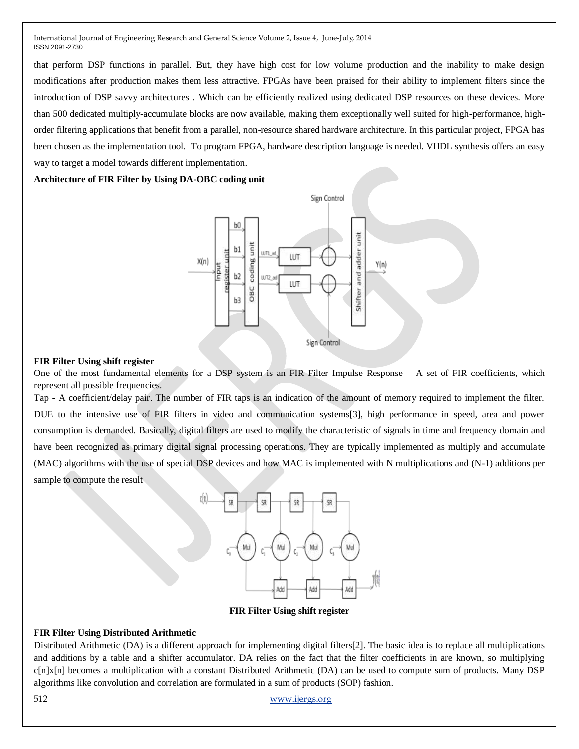that perform DSP functions in parallel. But, they have high cost for low volume production and the inability to make design modifications after production makes them less attractive. FPGAs have been praised for their ability to implement filters since the introduction of DSP savvy architectures . Which can be efficiently realized using dedicated DSP resources on these devices. More than 500 dedicated multiply-accumulate blocks are now available, making them exceptionally well suited for high-performance, high-order filtering applications that benefit from a parallel, non-resource shared hardware architecture. In this particular project, FPGA has been chosen as the implementation tool. To program FPGA, hardware description language is needed. VHDL synthesis offers an easy way to target a model towards different implementation.

**Architecture of FIR Filter by Using DA-OBC coding unit**

**FIR Filter Using shift register**

One of the most fundamental elements for a DSP system is an FIR Filter Impulse Response – A set of FIR coefficients, which represent all possible frequencies.

Tap - A coefficient/delay pair. The number of FIR taps is an indication of the amount of memory required to implement the filter. DUE to the intensive use of FIR filters in video and communication systems[3], high performance in speed, area and power consumption is demanded. Basically, digital filters are used to modify the characteristic of signals in time and frequency domain and have been recognized as primary digital signal processing operations. They are typically implemented as multiply and accumulate (MAC) algorithms with the use of special DSP devices and how MAC is implemented with N multiplications and (N-1) additions per sample to compute the result

**FIR Filter Using shift register**

**FIR Filter Using Distributed Arithmetic**

Distributed Arithmetic (DA) is a different approach for implementing digital filters[2]. The basic idea is to replace all multiplications and additions by a table and a shifter accumulator. DA relies on the fact that the filter coefficients in are known, so multiplying c[n]x[n] becomes a multiplication with a constant Distributed Arithmetic (DA) can be used to compute sum of products. Many DSP algorithms like convolution and correlation are formulated in a sum of products (SOP) fashion.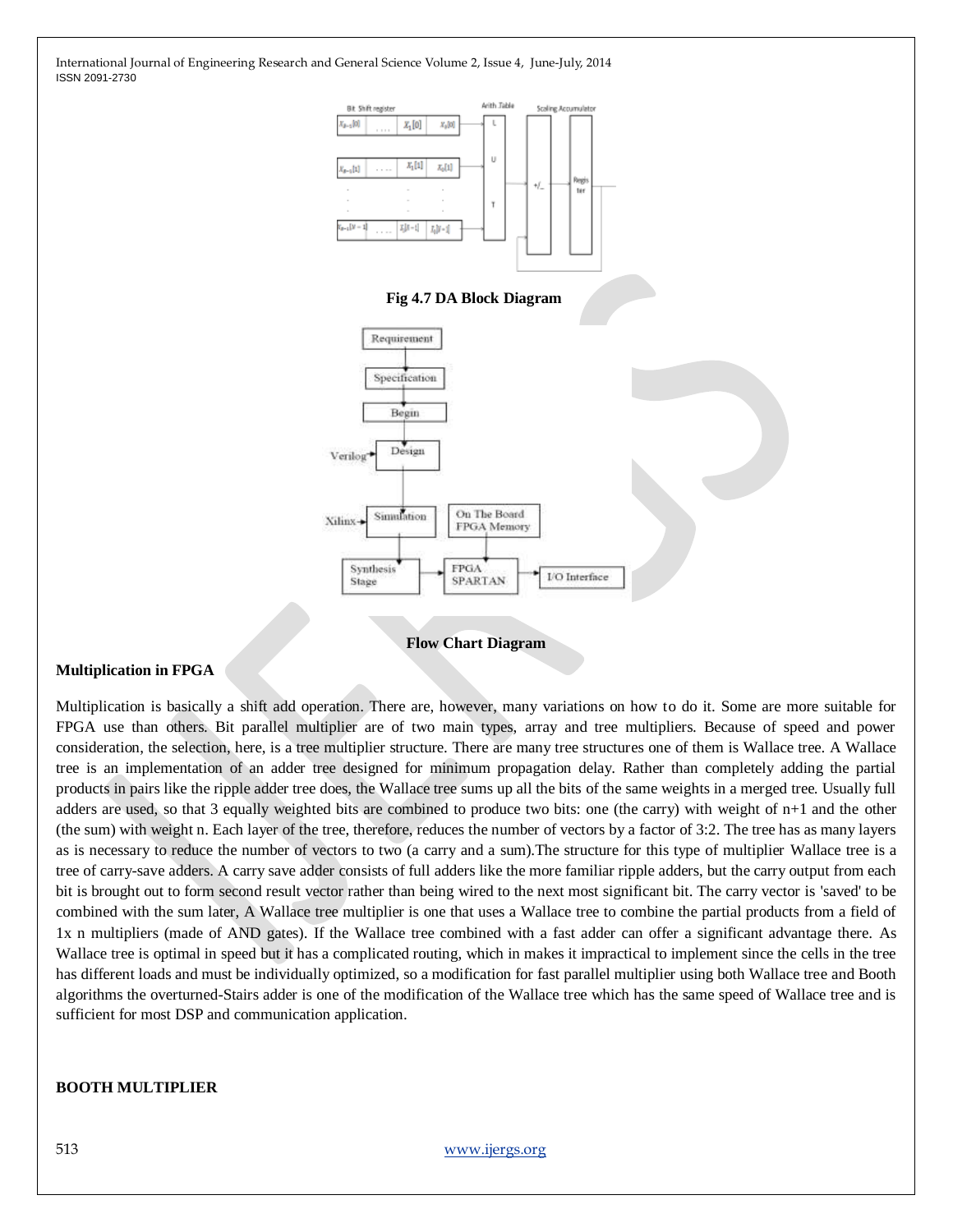Fig 4.7 DA Block Diagram

Flow Chart Diagram

**Multiplication in FPGA**

Multiplication is basically a shift add operation. There are, however, many variations on how to do it. Some are more suitable for FPGA use than others. Bit parallel multiplier are of two main types, array and tree multipliers. Because of speed and power consideration, the selection, here, is a tree multiplier structure. There are many tree structures one of them is Wallace tree. A Wallace tree is an implementation of an adder tree designed for minimum propagation delay. Rather than completely adding the partial products in pairs like the ripple adder tree does, the Wallace tree sums up all the bits of the same weights in a merged tree. Usually full adders are used, so that 3 equally weighted bits are combined to produce two bits: one (the carry) with weight of n+1 and the other (the sum) with weight n. Each layer of the tree, therefore, reduces the number of vectors by a factor of 3:2. The tree has as many layers as is necessary to reduce the number of vectors to two (a carry and a sum).The structure for this type of multiplier Wallace tree is a tree of carry-save adders. A carry save adder consists of full adders like the more familiar ripple adders, but the carry output from each bit is brought out to form second result vector rather than being wired to the next most significant bit. The carry vector is 'saved' to be combined with the sum later, A Wallace tree multiplier is one that uses a Wallace tree to combine the partial products from a field of 1x n multipliers (made of AND gates). If the Wallace tree combined with a fast adder can offer a significant advantage there. As Wallace tree is optimal in speed but it has a complicated routing, which in makes it impractical to implement since the cells in the tree has different loads and must be individually optimized, so a modification for fast parallel multiplier using both Wallace tree and Booth algorithms the overturned-Stairs adder is one of the modification of the Wallace tree which has the same speed of Wallace tree and is sufficient for most DSP and communication application.

**BOOTH MULTIPLIER**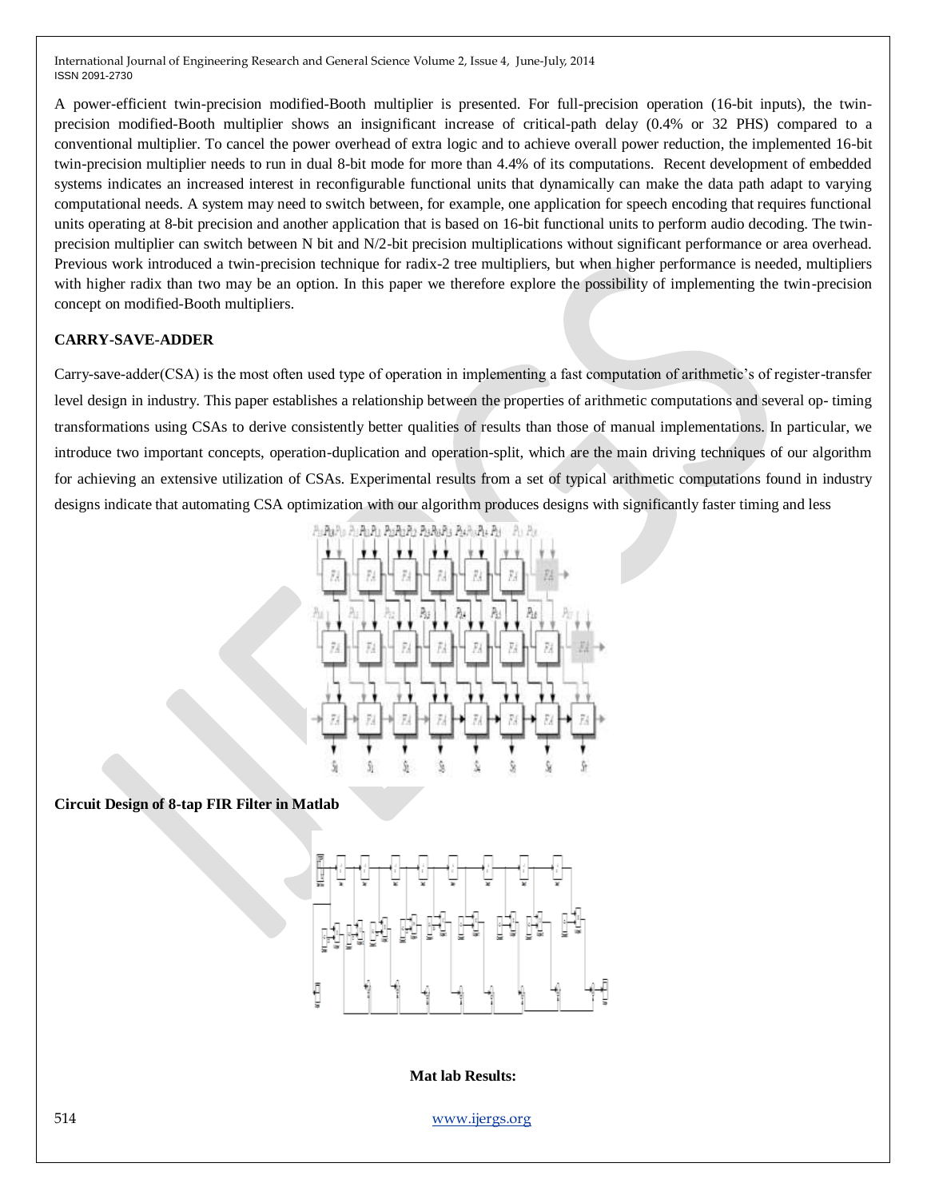A power-efficient twin-precision modified-Booth multiplier is presented. For full-precision operation (16-bit inputs), the twin-precision modified-Booth multiplier shows an insignificant increase of critical-path delay (0.4% or 32 PHS) compared to a conventional multiplier. To cancel the power overhead of extra logic and to achieve overall power reduction, the implemented 16-bit twin-precision multiplier needs to run in dual 8-bit mode for more than 4.4% of its computations. Recent development of embedded systems indicates an increased interest in reconfigurable functional units that dynamically can make the data path adapt to varying computational needs. A system may need to switch between, for example, one application for speech encoding that requires functional units operating at 8-bit precision and another application that is based on 16-bit functional units to perform audio decoding. The twin-precision multiplier can switch between N bit and N/2-bit precision multiplications without significant performance or area overhead. Previous work introduced a twin-precision technique for radix-2 tree multipliers, but when higher performance is needed, multipliers with higher radix than two may be an option. In this paper we therefore explore the possibility of implementing the twin-precision concept on modified-Booth multipliers.

**CARRY-SAVE-ADDER**

Carry-save-adder(CSA) is the most often used type of operation in implementing a fast computation of arithmetic's of register-transfer level design in industry. This paper establishes a relationship between the properties of arithmetic computations and several op- timing transformations using CSAs to derive consistently better qualities of results than those of manual implementations. In particular, we introduce two important concepts, operation-duplication and operation-split, which are the main driving techniques of our algorithm for achieving an extensive utilization of CSAs. Experimental results from a set of typical arithmetic computations found in industry designs indicate that automating CSA optimization with our algorithm produces designs with significantly faster timing and less

**Circuit Design of 8-tap FIR Filter in Matlab**

**Mat lab Results:**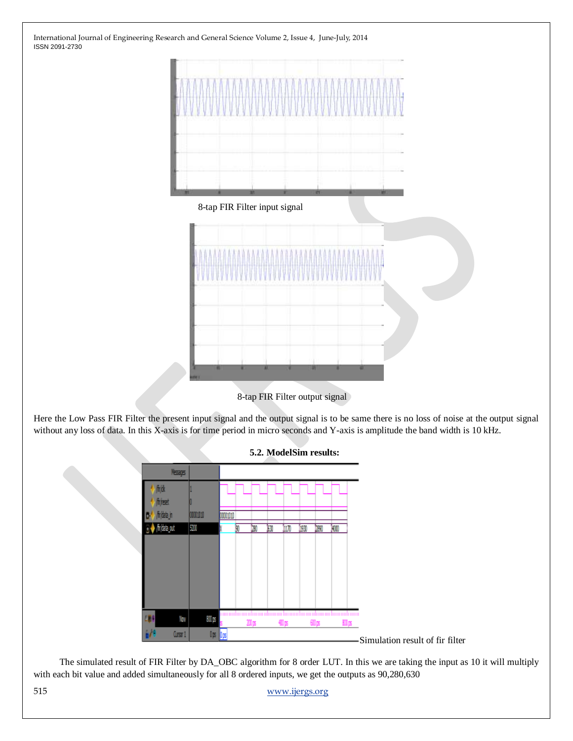8-tap FIR Filter input signal

8-tap FIR Filter output signal

Here the Low Pass FIR Filter the present input signal and the output signal is to be same there is no loss of noise at the output signal without any loss of data. In this X-axis is for time period in micro seconds and Y-axis is amplitude the band width is 10 kHz.

### 5.2. ModelSim results:

Simulation result of fir filter

The simulated result of FIR Filter by DA_OBC algorithm for 8 order LUT. In this we are taking the input as 10 it will multiply with each bit value and added simultaneously for all 8 ordered inputs, we get the outputs as 90,280,630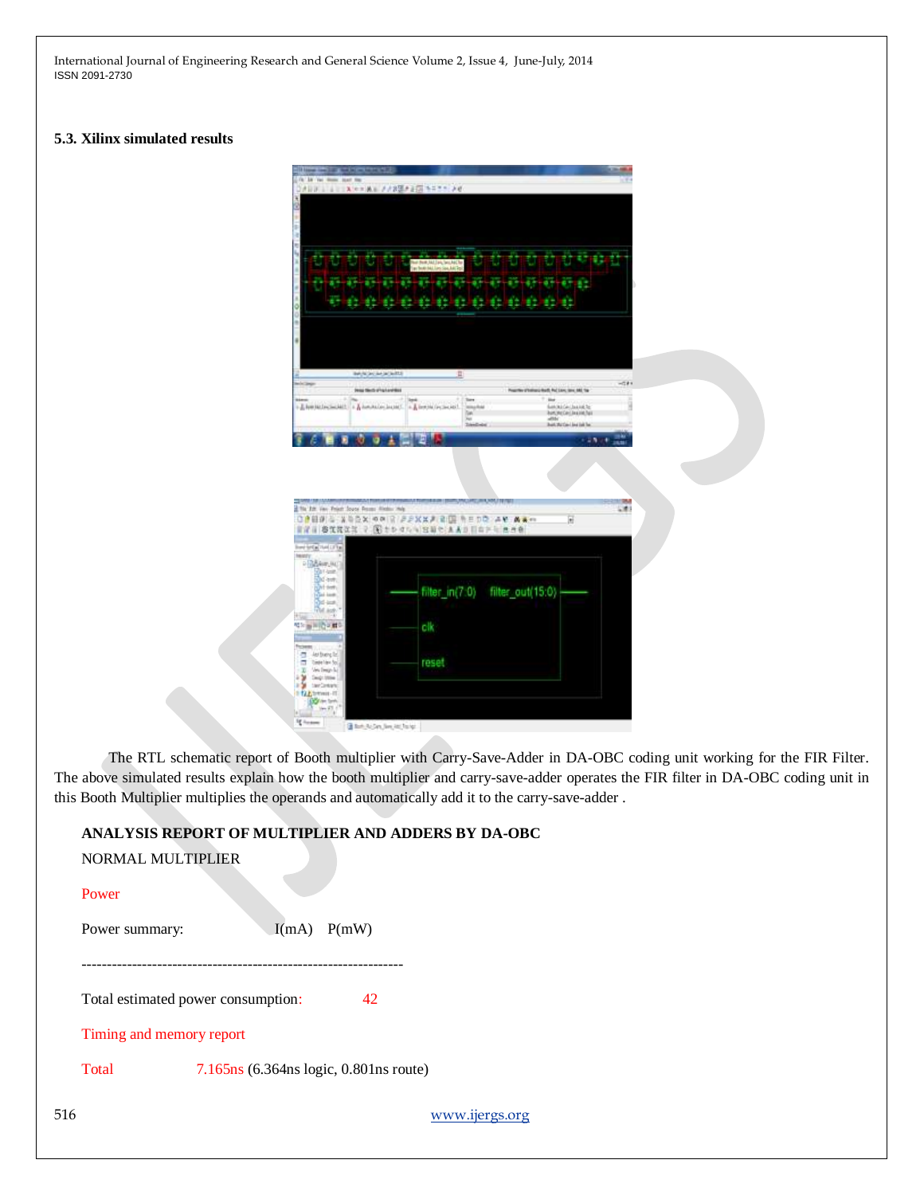### 5.3. Xilinx simulated results

The RTL schematic report of Booth multiplier with Carry-Save-Adder in DA-OBC coding unit working for the FIR Filter. The above simulated results explain how the booth multiplier and carry-save-adder operates the FIR filter in DA-OBC coding unit in this Booth Multiplier multiplies the operands and automatically add it to the carry-save-adder .

**ANALYSIS REPORT OF MULTIPLIER AND ADDERS BY DA-OBC**

NORMAL MULTIPLIER

Power

Power summary: I(mA) P(mW)

----------------------------------------------------------------

Total estimated power consumption: 42

Timing and memory report

Total 7.165ns (6.364ns logic, 0.801ns route)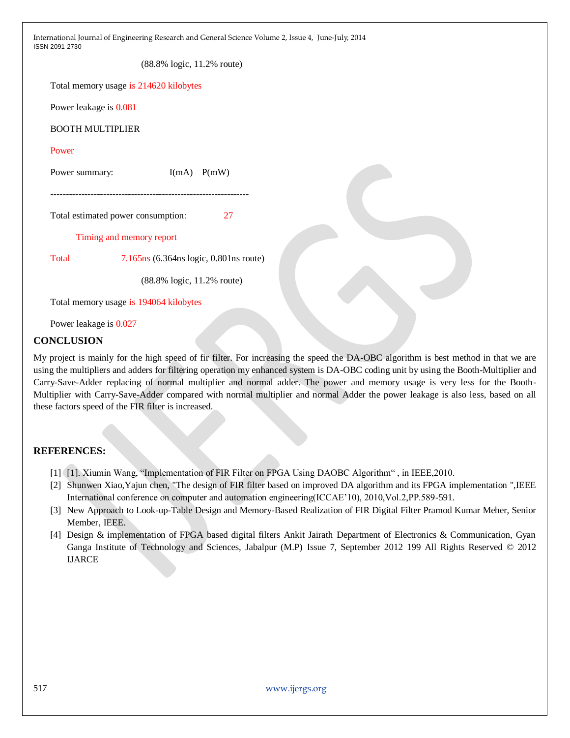(88.8% logic, 11.2% route)

Total memory usage is 214620 kilobytes

Power leakage is 0.081

BOOTH MULTIPLIER

Power

Power summary: I(mA) P(mW)

----------------------------------------------------------------

Total estimated power consumption: 27

Timing and memory report

Total 7.165ns (6.364ns logic, 0.801ns route)

(88.8% logic, 11.2% route)

Total memory usage is 194064 kilobytes

Power leakage is 0.027

## CONCLUSION

My project is mainly for the high speed of fir filter. For increasing the speed the DA-OBC algorithm is best method in that we are using the multipliers and adders for filtering operation my enhanced system is DA-OBC coding unit by using the Booth-Multiplier and Carry-Save-Adder replacing of normal multiplier and normal adder. The power and memory usage is very less for the Booth-Multiplier with Carry-Save-Adder compared with normal multiplier and normal Adder the power leakage is also less, based on all these factors speed of the FIR filter is increased.

## REFERENCES:

[1] [1]. Xiumin Wang, "Implementation of FIR Filter on FPGA Using DAOBC Algorithm" , in IEEE,2010.

[2] Shunwen Xiao,Yajun chen, "The design of FIR filter based on improved DA algorithm and its FPGA implementation ",IEEE International conference on computer and automation engineering(ICCAE'10), 2010,Vol.2,PP.589-591.

[3] New Approach to Look-up-Table Design and Memory-Based Realization of FIR Digital Filter Pramod Kumar Meher, Senior Member, IEEE.

[4] Design & implementation of FPGA based digital filters Ankit Jairath Department of Electronics & Communication, Gyan Ganga Institute of Technology and Sciences, Jabalpur (M.P) Issue 7, September 2012 199 All Rights Reserved © 2012 IJARCE